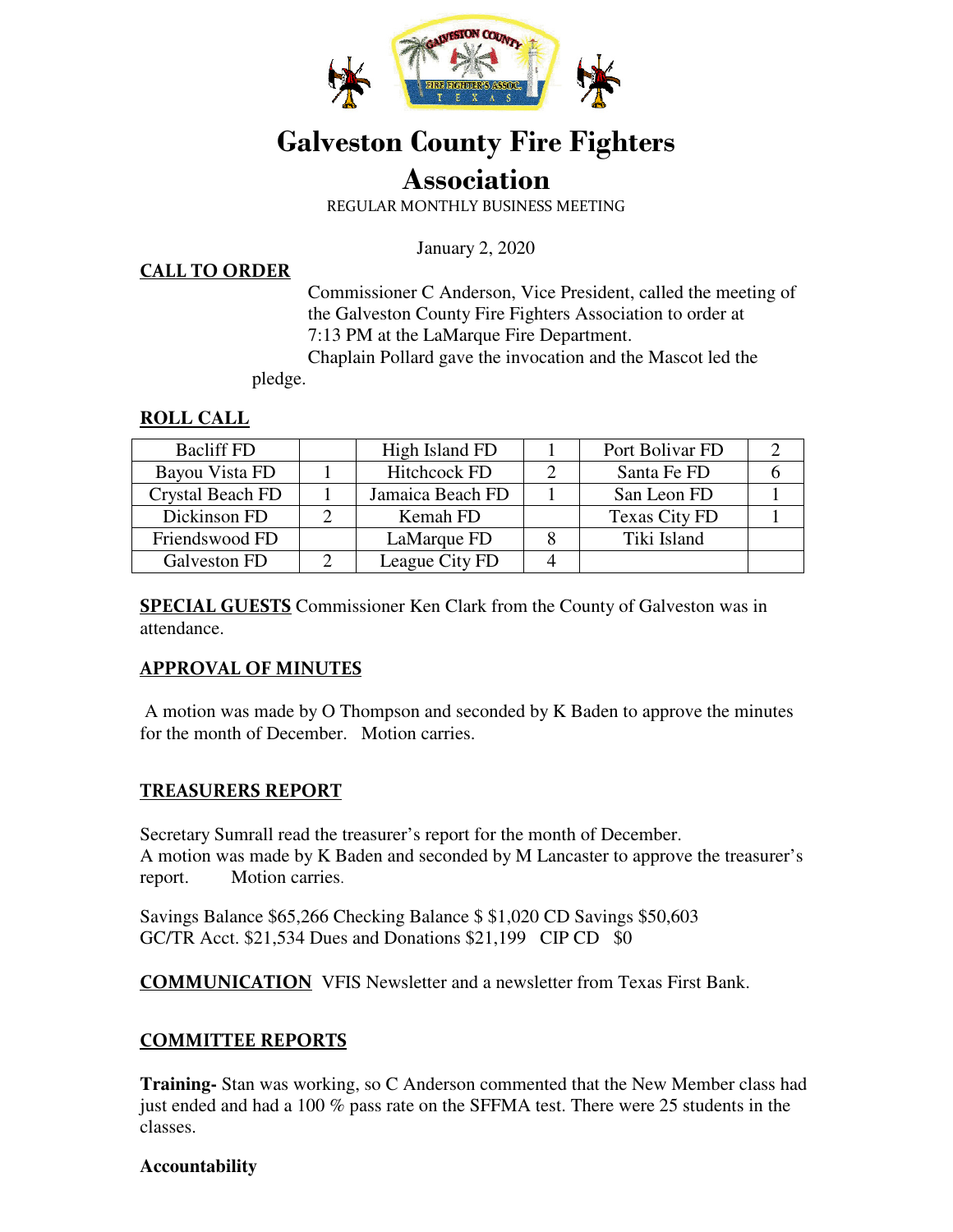# Galveston County Fire Fighters Association

REGULAR MONTHLY BUSINESS MEETING

January 2, 2020

## CALL TO ORDER

Commissioner C Anderson, Vice President, called the meeting of the Galveston County Fire Fighters Association to order at 7:13 PM at the LaMarque Fire Department.

Chaplain Pollard gave the invocation and the Mascot led the pledge.

## ROLL CALL

| | | | | | |
|---|---|---|---|---|---|
| Bacliff FD | | High Island FD | 1 | Port Bolivar FD | 2 |
| Bayou Vista FD | 1 | Hitchcock FD | 2 | Santa Fe FD | 6 |
| Crystal Beach FD | 1 | Jamaica Beach FD | 1 | San Leon FD | 1 |
| Dickinson FD | 2 | Kemah FD | | Texas City FD | 1 |
| Friendswood FD | | LaMarque FD | 8 | Tiki Island | |
| Galveston FD | 2 | League City FD | 4 | | |

**SPECIAL GUESTS** Commissioner Ken Clark from the County of Galveston was in attendance.

## APPROVAL OF MINUTES

A motion was made by O Thompson and seconded by K Baden to approve the minutes for the month of December. Motion carries.

## TREASURERS REPORT

Secretary Sumrall read the treasurer's report for the month of December.
A motion was made by K Baden and seconded by M Lancaster to approve the treasurer's report. Motion carries.

Savings Balance $65,266 Checking Balance $ $1,020 CD Savings $50,603
GC/TR Acct. $21,534 Dues and Donations $21,199 CIP CD $0

**COMMUNICATION** VFIS Newsletter and a newsletter from Texas First Bank.

## COMMITTEE REPORTS

**Training-** Stan was working, so C Anderson commented that the New Member class had just ended and had a 100 % pass rate on the SFFMA test. There were 25 students in the classes.

**Accountability**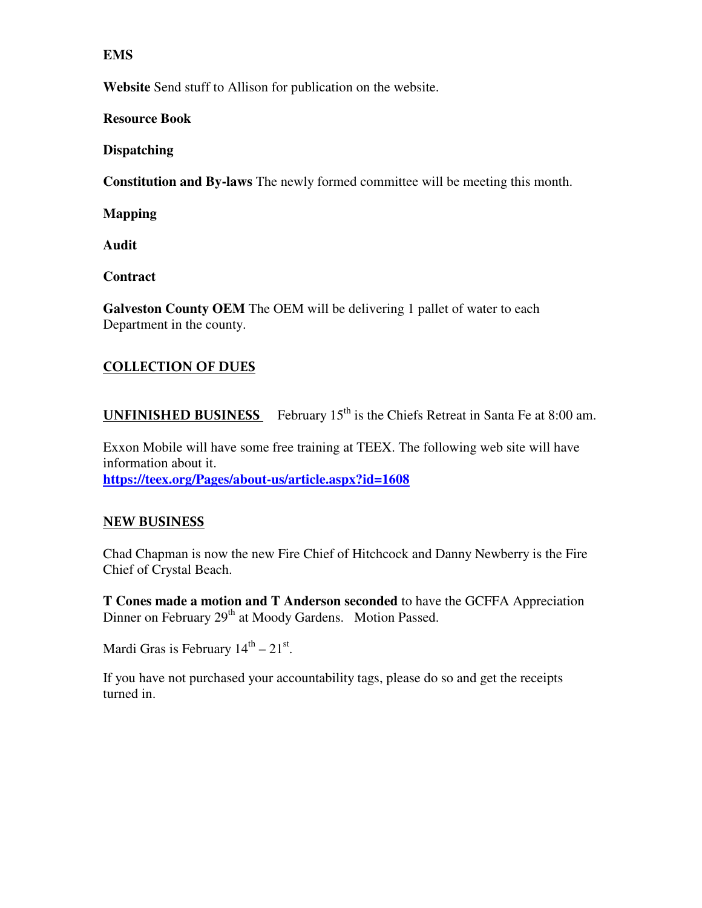**EMS**

**Website** Send stuff to Allison for publication on the website.

**Resource Book**

**Dispatching**

**Constitution and By-laws** The newly formed committee will be meeting this month.

**Mapping**

**Audit**

**Contract**

**Galveston County OEM** The OEM will be delivering 1 pallet of water to each Department in the county.

## COLLECTION OF DUES

## UNFINISHED BUSINESS

February 15th is the Chiefs Retreat in Santa Fe at 8:00 am.

Exxon Mobile will have some free training at TEEX. The following web site will have information about it.
**https://teex.org/Pages/about-us/article.aspx?id=1608**

## NEW BUSINESS

Chad Chapman is now the new Fire Chief of Hitchcock and Danny Newberry is the Fire Chief of Crystal Beach.

**T Cones made a motion and T Anderson seconded** to have the GCFFA Appreciation Dinner on February 29th at Moody Gardens. Motion Passed.

Mardi Gras is February 14th – 21st.

If you have not purchased your accountability tags, please do so and get the receipts turned in.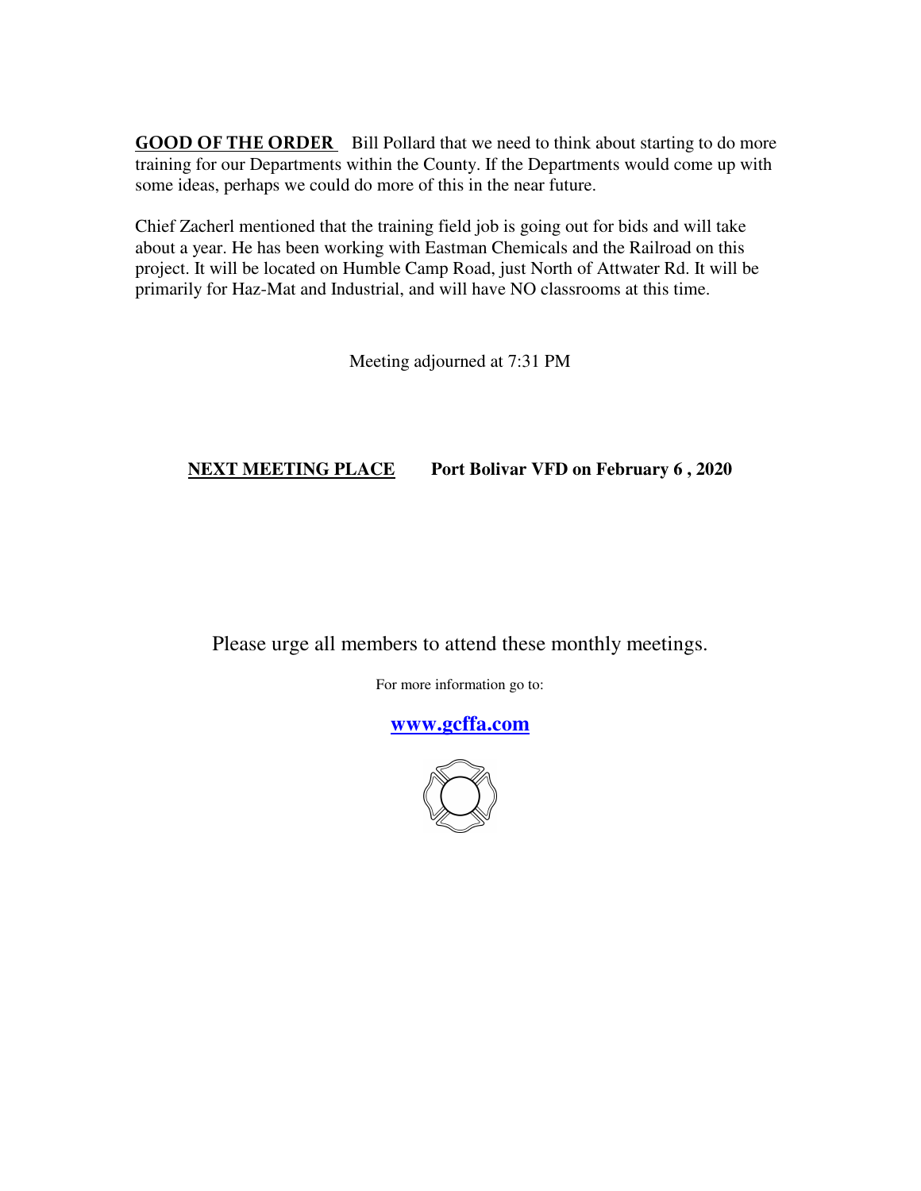**GOOD OF THE ORDER** Bill Pollard that we need to think about starting to do more training for our Departments within the County. If the Departments would come up with some ideas, perhaps we could do more of this in the near future.

Chief Zacherl mentioned that the training field job is going out for bids and will take about a year. He has been working with Eastman Chemicals and the Railroad on this project. It will be located on Humble Camp Road, just North of Attwater Rd. It will be primarily for Haz-Mat and Industrial, and will have NO classrooms at this time.

Meeting adjourned at 7:31 PM

**NEXT MEETING PLACE** **Port Bolivar VFD on February 6 , 2020**

Please urge all members to attend these monthly meetings.

For more information go to:

**www.gcffa.com**